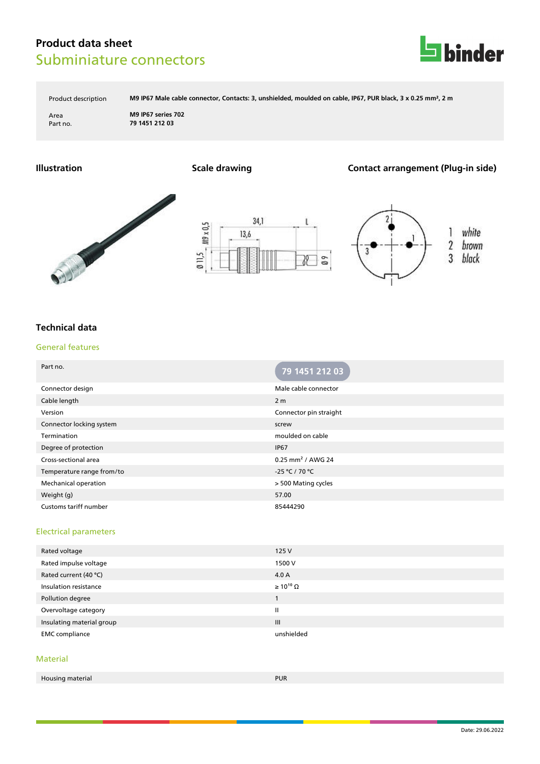# Product data sheet
## Subminiature connectors

| | |
|---|---|
| Product description | M9 IP67 Male cable connector, Contacts: 3, unshielded, moulded on cable, IP67, PUR black, 3 x 0.25 mm², 2 m |
| Area | M9 IP67 series 702 |
| Part no. | 79 1451 212 03 |

### Illustration

### Scale drawing

34,1
L
13,6
M9 x 0,5
Ø 11,5
Ø 9

### Contact arrangement (Plug-in side)

2
1
3

1 white
2 brown
3 black

## Technical data

### General features

| | |
|---|---|
| Part no. | 79 1451 212 03 |
| Connector design | Male cable connector |
| Cable length | 2 m |
| Version | Connector pin straight |
| Connector locking system | screw |
| Termination | moulded on cable |
| Degree of protection | IP67 |
| Cross-sectional area | 0.25 mm² / AWG 24 |
| Temperature range from/to | -25 °C / 70 °C |
| Mechanical operation | > 500 Mating cycles |
| Weight (g) | 57.00 |
| Customs tariff number | 85444290 |

### Electrical parameters

| | |
|---|---|
| Rated voltage | 125 V |
| Rated impulse voltage | 1500 V |
| Rated current (40 °C) | 4.0 A |
| Insulation resistance | ≥ $10^{10}$ Ω |
| Pollution degree | 1 |
| Overvoltage category | II |
| Insulating material group | III |
| EMC compliance | unshielded |

### Material

| | |
|---|---|
| Housing material | PUR |

Date: 29.06.2022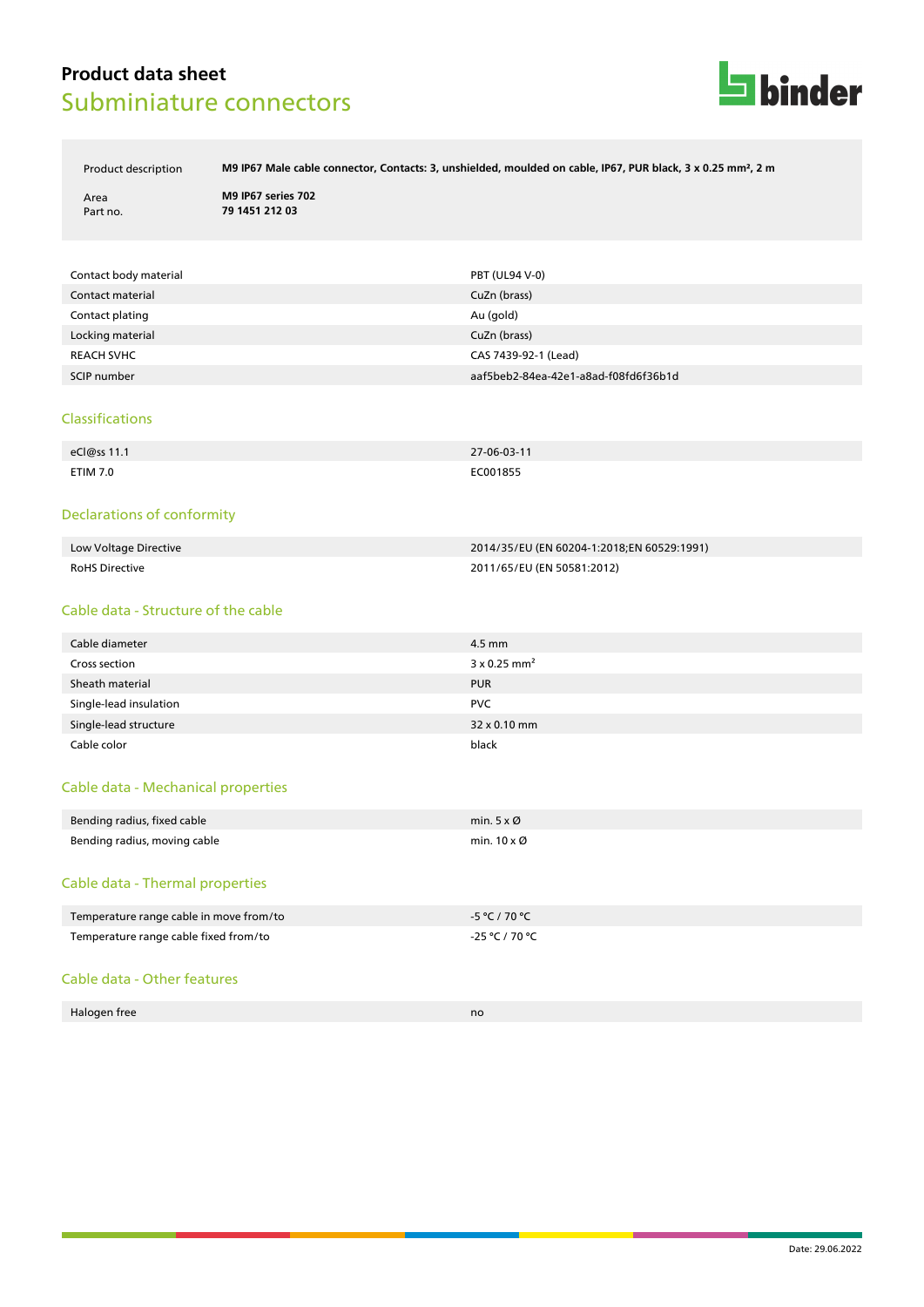# Product data sheet
## Subminiature connectors

| | |
|---|---|
| Product description | **M9 IP67 Male cable connector, Contacts: 3, unshielded, moulded on cable, IP67, PUR black, 3 x 0.25 mm², 2 m** |
| Area | **M9 IP67 series 702** |
| Part no. | **79 1451 212 03** |

| | |
|---|---|
| Contact body material | PBT (UL94 V-0) |
| Contact material | CuZn (brass) |
| Contact plating | Au (gold) |
| Locking material | CuZn (brass) |
| REACH SVHC | CAS 7439-92-1 (Lead) |
| SCIP number | aaf5beb2-84ea-42e1-a8ad-f08fd6f36b1d |

### Classifications

| | |
|---|---|
| eCl@ss 11.1 | 27-06-03-11 |
| ETIM 7.0 | EC001855 |

### Declarations of conformity

| | |
|---|---|
| Low Voltage Directive | 2014/35/EU (EN 60204-1:2018;EN 60529:1991) |
| RoHS Directive | 2011/65/EU (EN 50581:2012) |

### Cable data - Structure of the cable

| | |
|---|---|
| Cable diameter | 4.5 mm |
| Cross section | 3 x 0.25 mm² |
| Sheath material | PUR |
| Single-lead insulation | PVC |
| Single-lead structure | 32 x 0.10 mm |
| Cable color | black |

### Cable data - Mechanical properties

| | |
|---|---|
| Bending radius, fixed cable | min. 5 x Ø |
| Bending radius, moving cable | min. 10 x Ø |

### Cable data - Thermal properties

| | |
|---|---|
| Temperature range cable in move from/to | -5 °C / 70 °C |
| Temperature range cable fixed from/to | -25 °C / 70 °C |

### Cable data - Other features

| | |
|---|---|
| Halogen free | no |

Date: 29.06.2022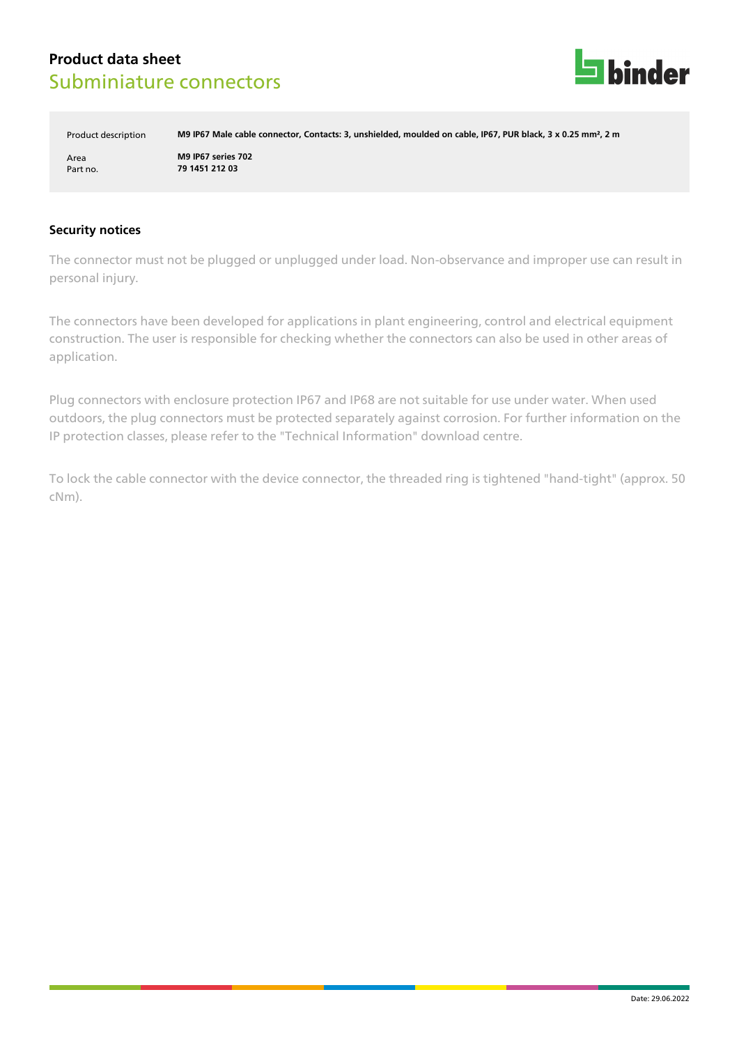# Product data sheet
## Subminiature connectors

| | |
|---|---|
| Product description | **M9 IP67 Male cable connector, Contacts: 3, unshielded, moulded on cable, IP67, PUR black, 3 x 0.25 mm², 2 m** |
| Area | **M9 IP67 series 702** |
| Part no. | **79 1451 212 03** |

### Security notices

The connector must not be plugged or unplugged under load. Non-observance and improper use can result in personal injury.

The connectors have been developed for applications in plant engineering, control and electrical equipment construction. The user is responsible for checking whether the connectors can also be used in other areas of application.

Plug connectors with enclosure protection IP67 and IP68 are not suitable for use under water. When used outdoors, the plug connectors must be protected separately against corrosion. For further information on the IP protection classes, please refer to the "Technical Information" download centre.

To lock the cable connector with the device connector, the threaded ring is tightened "hand-tight" (approx. 50 cNm).

Date: 29.06.2022